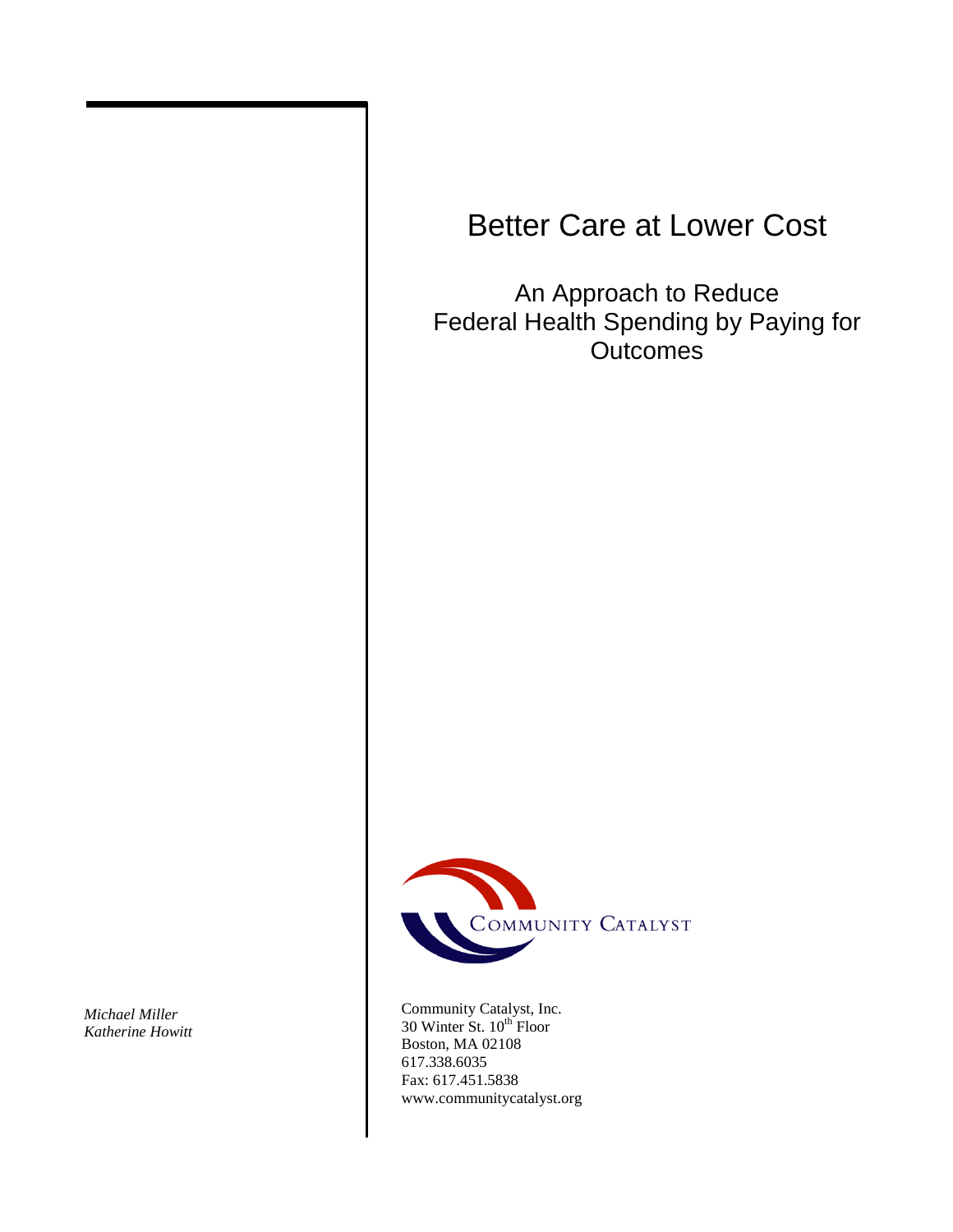# Better Care at Lower Cost

## An Approach to Reduce Federal Health Spending by Paying for Outcomes

COMMUNITY CATALYST

*Michael Miller*
*Katherine Howitt*

Community Catalyst, Inc.
30 Winter St. 10th Floor
Boston, MA 02108
617.338.6035
Fax: 617.451.5838
www.communitycatalyst.org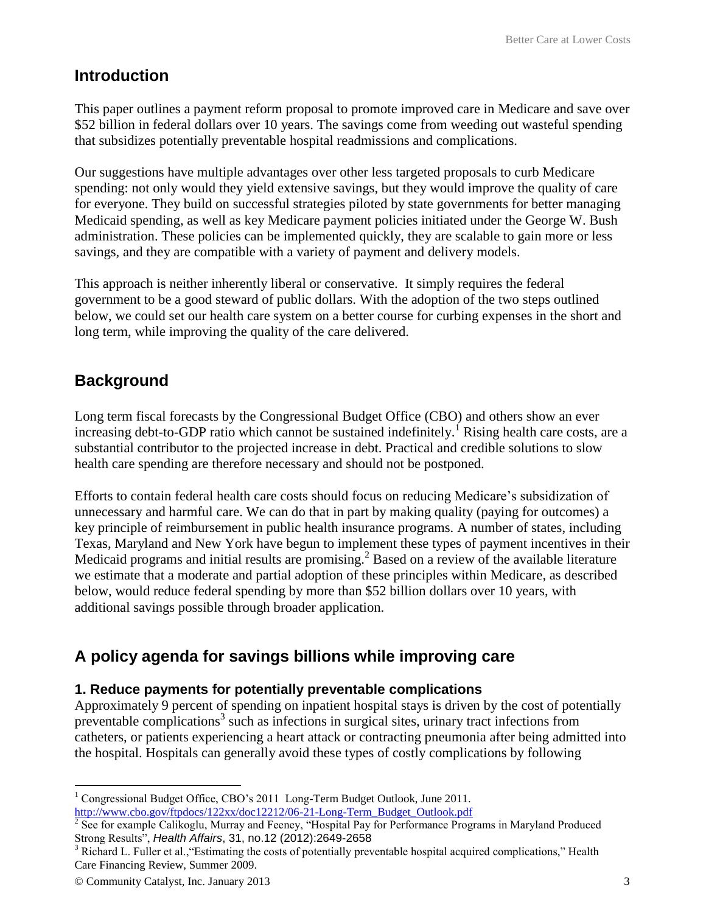## Introduction

This paper outlines a payment reform proposal to promote improved care in Medicare and save over $52 billion in federal dollars over 10 years. The savings come from weeding out wasteful spending that subsidizes potentially preventable hospital readmissions and complications.

Our suggestions have multiple advantages over other less targeted proposals to curb Medicare spending: not only would they yield extensive savings, but they would improve the quality of care for everyone. They build on successful strategies piloted by state governments for better managing Medicaid spending, as well as key Medicare payment policies initiated under the George W. Bush administration. These policies can be implemented quickly, they are scalable to gain more or less savings, and they are compatible with a variety of payment and delivery models.

This approach is neither inherently liberal or conservative. It simply requires the federal government to be a good steward of public dollars. With the adoption of the two steps outlined below, we could set our health care system on a better course for curbing expenses in the short and long term, while improving the quality of the care delivered.

## Background

Long term fiscal forecasts by the Congressional Budget Office (CBO) and others show an ever increasing debt-to-GDP ratio which cannot be sustained indefinitely.[1] Rising health care costs, are a substantial contributor to the projected increase in debt. Practical and credible solutions to slow health care spending are therefore necessary and should not be postponed.

Efforts to contain federal health care costs should focus on reducing Medicare's subsidization of unnecessary and harmful care. We can do that in part by making quality (paying for outcomes) a key principle of reimbursement in public health insurance programs. A number of states, including Texas, Maryland and New York have begun to implement these types of payment incentives in their Medicaid programs and initial results are promising.[2] Based on a review of the available literature we estimate that a moderate and partial adoption of these principles within Medicare, as described below, would reduce federal spending by more than $52 billion dollars over 10 years, with additional savings possible through broader application.

## A policy agenda for savings billions while improving care

### 1. Reduce payments for potentially preventable complications

Approximately 9 percent of spending on inpatient hospital stays is driven by the cost of potentially preventable complications[3] such as infections in surgical sites, urinary tract infections from catheters, or patients experiencing a heart attack or contracting pneumonia after being admitted into the hospital. Hospitals can generally avoid these types of costly complications by following

---

[1] Congressional Budget Office, CBO's 2011 Long-Term Budget Outlook, June 2011. http://www.cbo.gov/ftpdocs/122xx/doc12212/06-21-Long-Term_Budget_Outlook.pdf

[2] See for example Calikoglu, Murray and Feeney, "Hospital Pay for Performance Programs in Maryland Produced Strong Results", *Health Affairs*, 31, no.12 (2012):2649-2658

[3] Richard L. Fuller et al.,"Estimating the costs of potentially preventable hospital acquired complications," Health Care Financing Review, Summer 2009.

© Community Catalyst, Inc. January 2013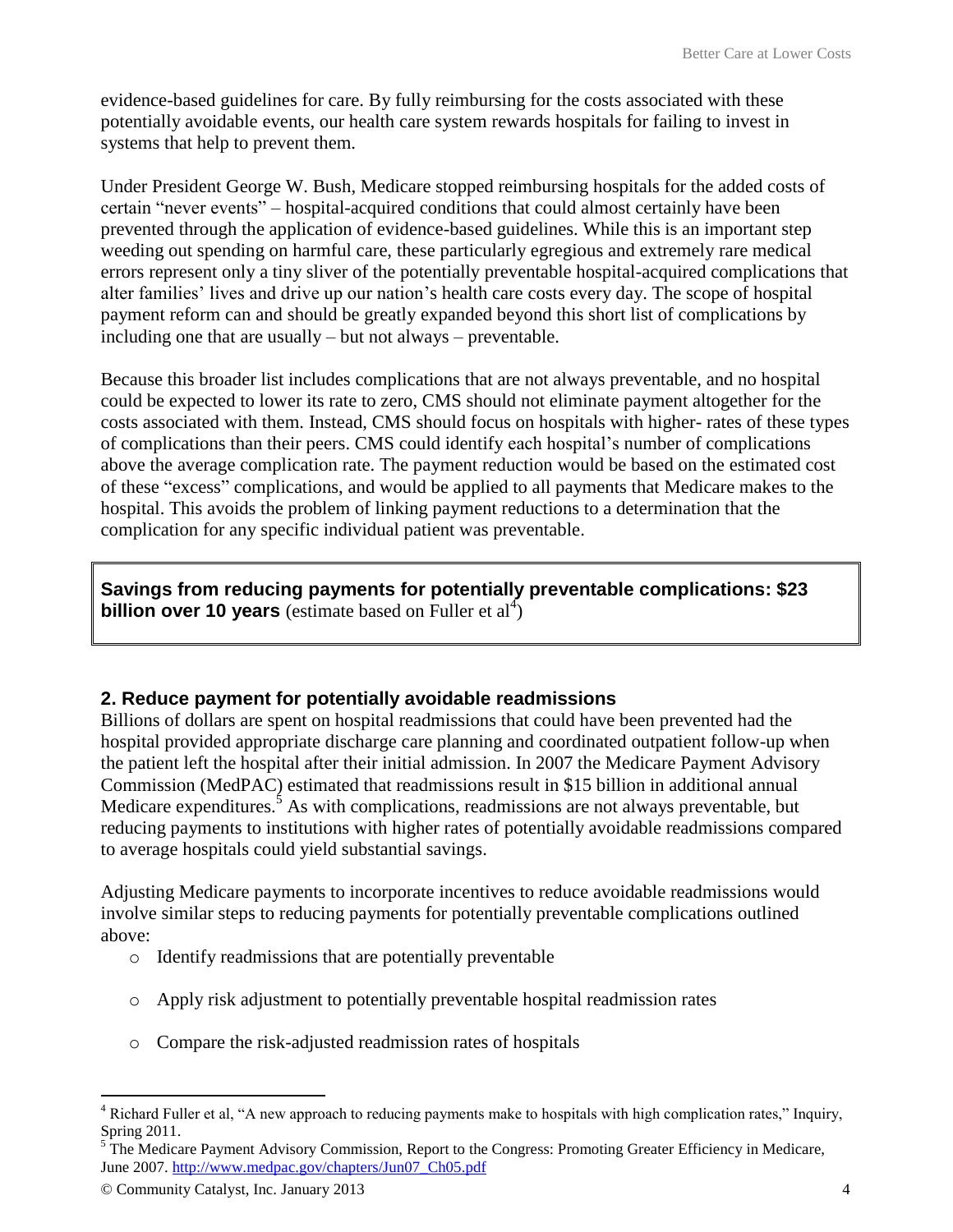evidence-based guidelines for care. By fully reimbursing for the costs associated with these potentially avoidable events, our health care system rewards hospitals for failing to invest in systems that help to prevent them.

Under President George W. Bush, Medicare stopped reimbursing hospitals for the added costs of certain "never events" – hospital-acquired conditions that could almost certainly have been prevented through the application of evidence-based guidelines. While this is an important step weeding out spending on harmful care, these particularly egregious and extremely rare medical errors represent only a tiny sliver of the potentially preventable hospital-acquired complications that alter families' lives and drive up our nation's health care costs every day. The scope of hospital payment reform can and should be greatly expanded beyond this short list of complications by including one that are usually – but not always – preventable.

Because this broader list includes complications that are not always preventable, and no hospital could be expected to lower its rate to zero, CMS should not eliminate payment altogether for the costs associated with them. Instead, CMS should focus on hospitals with higher- rates of these types of complications than their peers. CMS could identify each hospital's number of complications above the average complication rate. The payment reduction would be based on the estimated cost of these "excess" complications, and would be applied to all payments that Medicare makes to the hospital. This avoids the problem of linking payment reductions to a determination that the complication for any specific individual patient was preventable.

**Savings from reducing payments for potentially preventable complications: $23 billion over 10 years** (estimate based on Fuller et al[4])

## 2. Reduce payment for potentially avoidable readmissions

Billions of dollars are spent on hospital readmissions that could have been prevented had the hospital provided appropriate discharge care planning and coordinated outpatient follow-up when the patient left the hospital after their initial admission. In 2007 the Medicare Payment Advisory Commission (MedPAC) estimated that readmissions result in $15 billion in additional annual Medicare expenditures.[5] As with complications, readmissions are not always preventable, but reducing payments to institutions with higher rates of potentially avoidable readmissions compared to average hospitals could yield substantial savings.

Adjusting Medicare payments to incorporate incentives to reduce avoidable readmissions would involve similar steps to reducing payments for potentially preventable complications outlined above:

- Identify readmissions that are potentially preventable
- Apply risk adjustment to potentially preventable hospital readmission rates
- Compare the risk-adjusted readmission rates of hospitals

---

[4] Richard Fuller et al, "A new approach to reducing payments make to hospitals with high complication rates," Inquiry, Spring 2011.

[5] The Medicare Payment Advisory Commission, Report to the Congress: Promoting Greater Efficiency in Medicare, June 2007. http://www.medpac.gov/chapters/Jun07_Ch05.pdf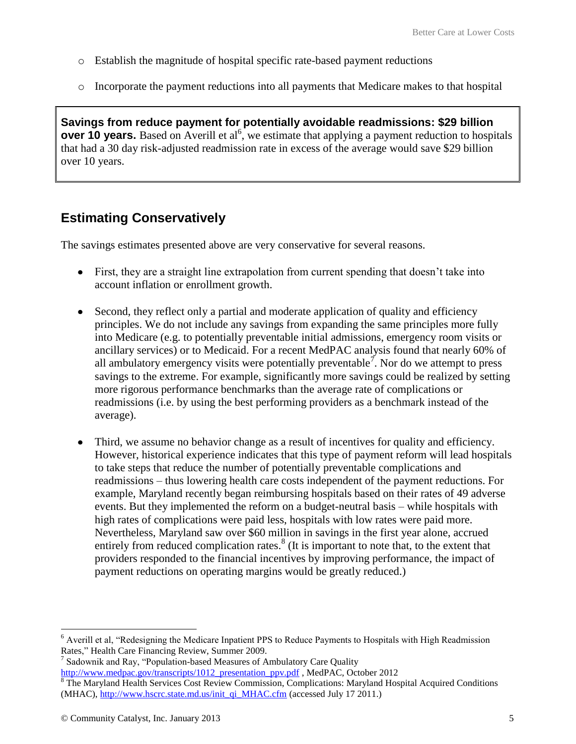- Establish the magnitude of hospital specific rate-based payment reductions
- Incorporate the payment reductions into all payments that Medicare makes to that hospital

> **Savings from reduce payment for potentially avoidable readmissions: $29 billion over 10 years.** Based on Averill et al[6], we estimate that applying a payment reduction to hospitals that had a 30 day risk-adjusted readmission rate in excess of the average would save $29 billion over 10 years.

## Estimating Conservatively

The savings estimates presented above are very conservative for several reasons.

- First, they are a straight line extrapolation from current spending that doesn't take into account inflation or enrollment growth.
- Second, they reflect only a partial and moderate application of quality and efficiency principles. We do not include any savings from expanding the same principles more fully into Medicare (e.g. to potentially preventable initial admissions, emergency room visits or ancillary services) or to Medicaid. For a recent MedPAC analysis found that nearly 60% of all ambulatory emergency visits were potentially preventable[7]. Nor do we attempt to press savings to the extreme. For example, significantly more savings could be realized by setting more rigorous performance benchmarks than the average rate of complications or readmissions (i.e. by using the best performing providers as a benchmark instead of the average).
- Third, we assume no behavior change as a result of incentives for quality and efficiency. However, historical experience indicates that this type of payment reform will lead hospitals to take steps that reduce the number of potentially preventable complications and readmissions – thus lowering health care costs independent of the payment reductions. For example, Maryland recently began reimbursing hospitals based on their rates of 49 adverse events. But they implemented the reform on a budget-neutral basis – while hospitals with high rates of complications were paid less, hospitals with low rates were paid more. Nevertheless, Maryland saw over $60 million in savings in the first year alone, accrued entirely from reduced complication rates.[8] (It is important to note that, to the extent that providers responded to the financial incentives by improving performance, the impact of payment reductions on operating margins would be greatly reduced.)

---

[6] Averill et al, "Redesigning the Medicare Inpatient PPS to Reduce Payments to Hospitals with High Readmission Rates," Health Care Financing Review, Summer 2009.

[7] Sadownik and Ray, "Population-based Measures of Ambulatory Care Quality http://www.medpac.gov/transcripts/1012_presentation_ppv.pdf , MedPAC, October 2012

[8] The Maryland Health Services Cost Review Commission, Complications: Maryland Hospital Acquired Conditions (MHAC), http://www.hscrc.state.md.us/init_qi_MHAC.cfm (accessed July 17 2011.)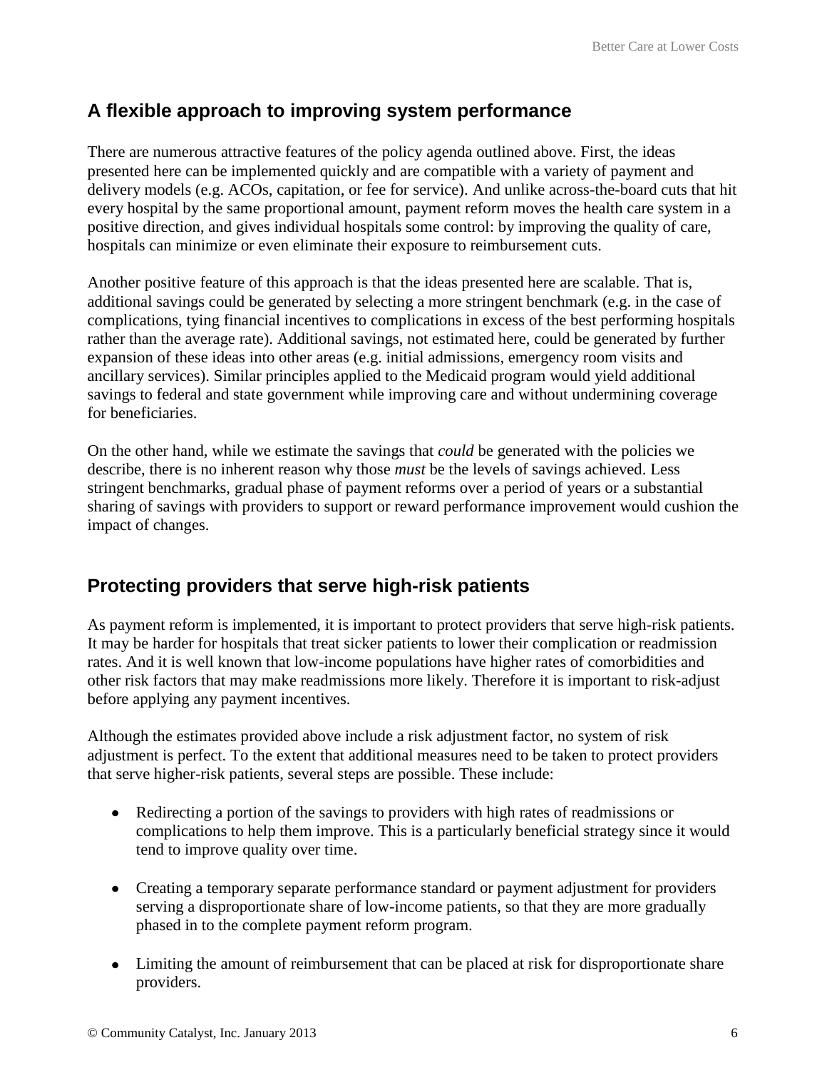## A flexible approach to improving system performance

There are numerous attractive features of the policy agenda outlined above. First, the ideas presented here can be implemented quickly and are compatible with a variety of payment and delivery models (e.g. ACOs, capitation, or fee for service). And unlike across-the-board cuts that hit every hospital by the same proportional amount, payment reform moves the health care system in a positive direction, and gives individual hospitals some control: by improving the quality of care, hospitals can minimize or even eliminate their exposure to reimbursement cuts.

Another positive feature of this approach is that the ideas presented here are scalable. That is, additional savings could be generated by selecting a more stringent benchmark (e.g. in the case of complications, tying financial incentives to complications in excess of the best performing hospitals rather than the average rate). Additional savings, not estimated here, could be generated by further expansion of these ideas into other areas (e.g. initial admissions, emergency room visits and ancillary services). Similar principles applied to the Medicaid program would yield additional savings to federal and state government while improving care and without undermining coverage for beneficiaries.

On the other hand, while we estimate the savings that *could* be generated with the policies we describe, there is no inherent reason why those *must* be the levels of savings achieved. Less stringent benchmarks, gradual phase of payment reforms over a period of years or a substantial sharing of savings with providers to support or reward performance improvement would cushion the impact of changes.

## Protecting providers that serve high-risk patients

As payment reform is implemented, it is important to protect providers that serve high-risk patients. It may be harder for hospitals that treat sicker patients to lower their complication or readmission rates. And it is well known that low-income populations have higher rates of comorbidities and other risk factors that may make readmissions more likely. Therefore it is important to risk-adjust before applying any payment incentives.

Although the estimates provided above include a risk adjustment factor, no system of risk adjustment is perfect. To the extent that additional measures need to be taken to protect providers that serve higher-risk patients, several steps are possible. These include:

- Redirecting a portion of the savings to providers with high rates of readmissions or complications to help them improve. This is a particularly beneficial strategy since it would tend to improve quality over time.
- Creating a temporary separate performance standard or payment adjustment for providers serving a disproportionate share of low-income patients, so that they are more gradually phased in to the complete payment reform program.
- Limiting the amount of reimbursement that can be placed at risk for disproportionate share providers.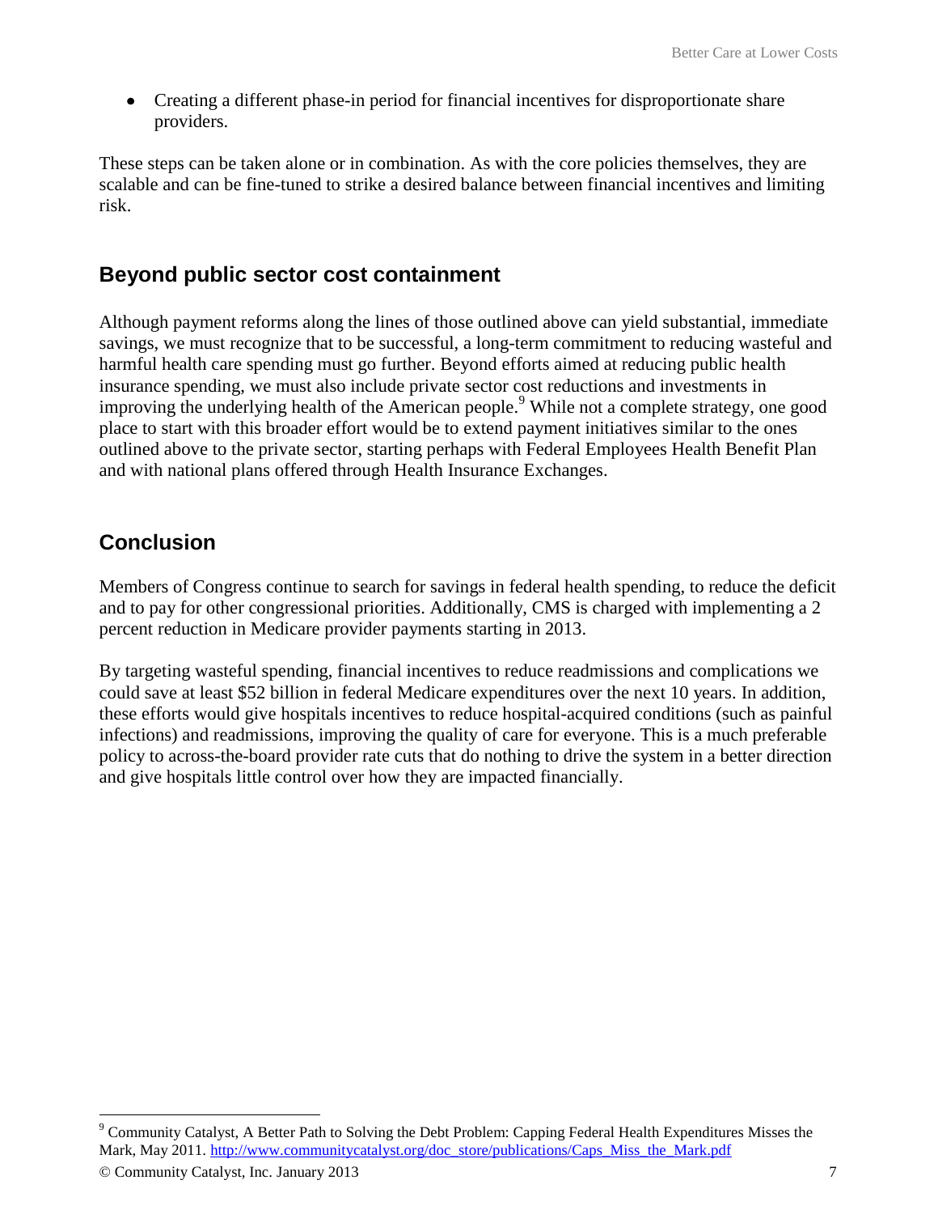- Creating a different phase-in period for financial incentives for disproportionate share providers.

These steps can be taken alone or in combination. As with the core policies themselves, they are scalable and can be fine-tuned to strike a desired balance between financial incentives and limiting risk.

## Beyond public sector cost containment

Although payment reforms along the lines of those outlined above can yield substantial, immediate savings, we must recognize that to be successful, a long-term commitment to reducing wasteful and harmful health care spending must go further. Beyond efforts aimed at reducing public health insurance spending, we must also include private sector cost reductions and investments in improving the underlying health of the American people.[9] While not a complete strategy, one good place to start with this broader effort would be to extend payment initiatives similar to the ones outlined above to the private sector, starting perhaps with Federal Employees Health Benefit Plan and with national plans offered through Health Insurance Exchanges.

## Conclusion

Members of Congress continue to search for savings in federal health spending, to reduce the deficit and to pay for other congressional priorities. Additionally, CMS is charged with implementing a 2 percent reduction in Medicare provider payments starting in 2013.

By targeting wasteful spending, financial incentives to reduce readmissions and complications we could save at least $52 billion in federal Medicare expenditures over the next 10 years. In addition, these efforts would give hospitals incentives to reduce hospital-acquired conditions (such as painful infections) and readmissions, improving the quality of care for everyone. This is a much preferable policy to across-the-board provider rate cuts that do nothing to drive the system in a better direction and give hospitals little control over how they are impacted financially.

---

[9] Community Catalyst, A Better Path to Solving the Debt Problem: Capping Federal Health Expenditures Misses the Mark, May 2011. http://www.communitycatalyst.org/doc_store/publications/Caps_Miss_the_Mark.pdf

© Community Catalyst, Inc. January 2013